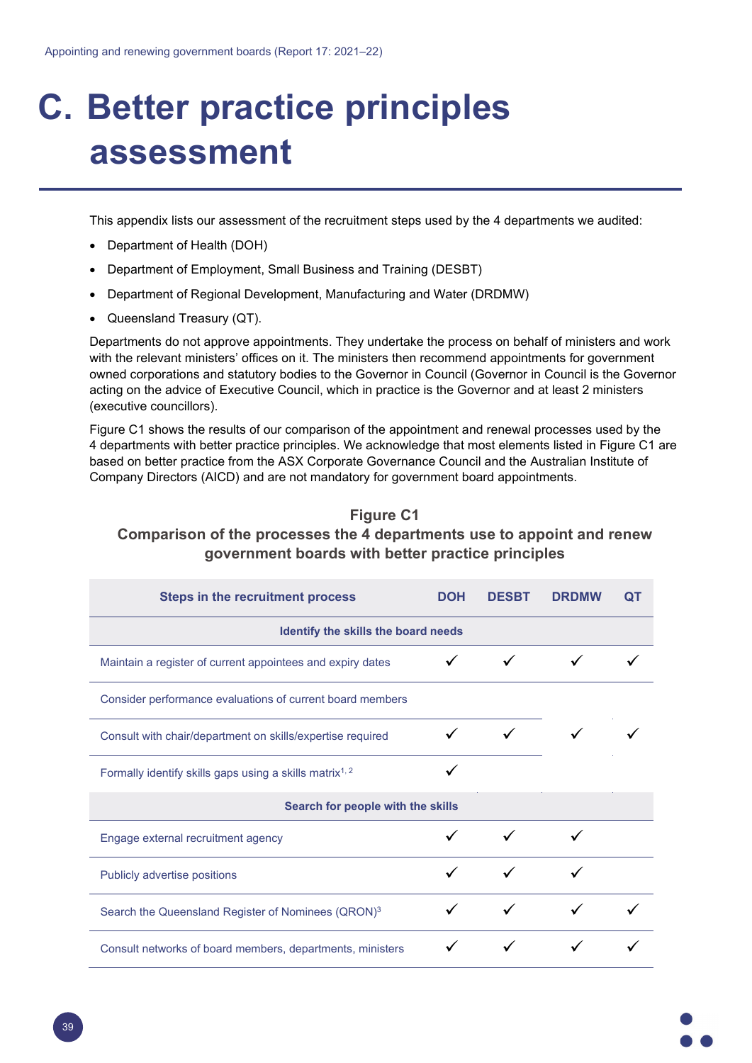# C. Better practice principles assessment

This appendix lists our assessment of the recruitment steps used by the 4 departments we audited:

- Department of Health (DOH)
- Department of Employment, Small Business and Training (DESBT)
- Department of Regional Development, Manufacturing and Water (DRDMW)
- Queensland Treasury (QT).

Departments do not approve appointments. They undertake the process on behalf of ministers and work with the relevant ministers' offices on it. The ministers then recommend appointments for government owned corporations and statutory bodies to the Governor in Council (Governor in Council is the Governor acting on the advice of Executive Council, which in practice is the Governor and at least 2 ministers (executive councillors).

Figure C1 shows the results of our comparison of the appointment and renewal processes used by the 4 departments with better practice principles. We acknowledge that most elements listed in Figure C1 are based on better practice from the ASX Corporate Governance Council and the Australian Institute of Company Directors (AICD) and are not mandatory for government board appointments.

**Figure C1**
**Comparison of the processes the 4 departments use to appoint and renew government boards with better practice principles**

| Steps in the recruitment process | DOH | DESBT | DRDMW | QT |
|---|---|---|---|---|
| **Identify the skills the board needs** | | | | |
| Maintain a register of current appointees and expiry dates | ✓ | ✓ | ✓ | ✓ |
| Consider performance evaluations of current board members | | | | |
| Consult with chair/department on skills/expertise required | ✓ | ✓ | ✓ | ✓ |
| Formally identify skills gaps using a skills matrix[1, 2] | ✓ | | | |
| **Search for people with the skills** | | | | |
| Engage external recruitment agency | ✓ | ✓ | ✓ | |
| Publicly advertise positions | ✓ | ✓ | ✓ | |
| Search the Queensland Register of Nominees (QRON)[3] | ✓ | ✓ | ✓ | ✓ |
| Consult networks of board members, departments, ministers | ✓ | ✓ | ✓ | ✓ |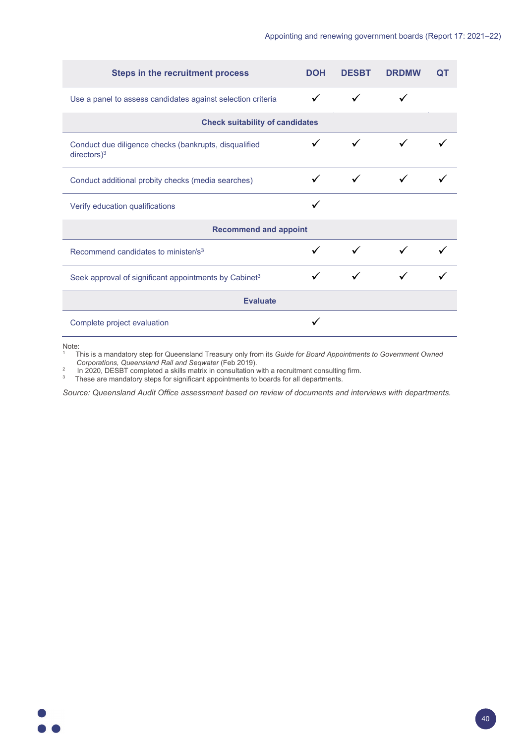| Steps in the recruitment process | DOH | DESBT | DRDMW | QT |
|---|---|---|---|---|
| Use a panel to assess candidates against selection criteria | ✓ | ✓ | ✓ | |
| **Check suitability of candidates** | | | | |
| Conduct due diligence checks (bankrupts, disqualified directors)[3] | ✓ | ✓ | ✓ | ✓ |
| Conduct additional probity checks (media searches) | ✓ | ✓ | ✓ | ✓ |
| Verify education qualifications | ✓ | | | |
| **Recommend and appoint** | | | | |
| Recommend candidates to minister/s[3] | ✓ | ✓ | ✓ | ✓ |
| Seek approval of significant appointments by Cabinet[3] | ✓ | ✓ | ✓ | ✓ |
| **Evaluate** | | | | |
| Complete project evaluation | ✓ | | | |

Note:
[1] This is a mandatory step for Queensland Treasury only from its *Guide for Board Appointments to Government Owned Corporations, Queensland Rail and Seqwater* (Feb 2019).
[2] In 2020, DESBT completed a skills matrix in consultation with a recruitment consulting firm.
[3] These are mandatory steps for significant appointments to boards for all departments.

*Source: Queensland Audit Office assessment based on review of documents and interviews with departments.*